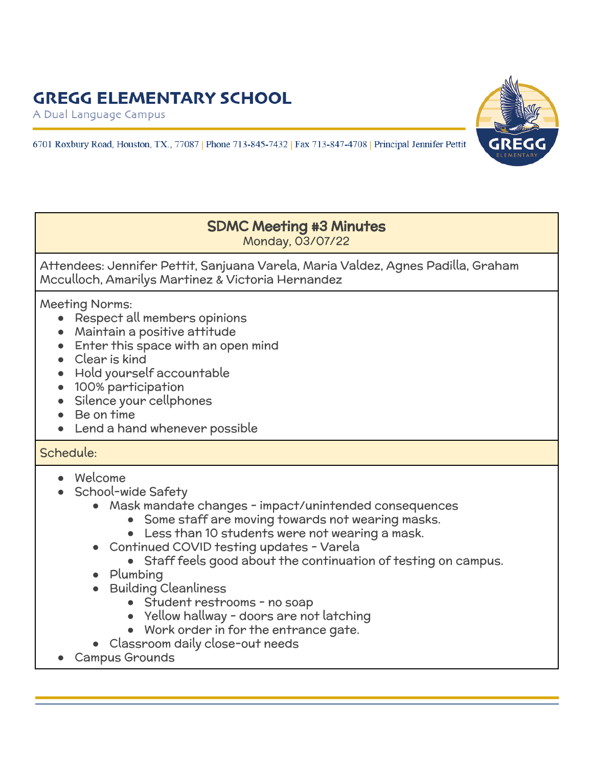# GREGG ELEMENTARY SCHOOL

A Dual Language Campus

6701 Roxbury Road, Houston, TX., 77087 | Phone 713-845-7432 | Fax 713-847-4708 | Principal Jennifer Pettit

## SDMC Meeting #3 Minutes

Monday, 03/07/22

Attendees: Jennifer Pettit, Sanjuana Varela, Maria Valdez, Agnes Padilla, Graham Mcculloch, Amarilys Martinez & Victoria Hernandez

Meeting Norms:

- Respect all members opinions
- Maintain a positive attitude
- Enter this space with an open mind
- Clear is kind
- Hold yourself accountable
- 100% participation
- Silence your cellphones
- Be on time
- Lend a hand whenever possible

Schedule:

- Welcome
- School-wide Safety
  - Mask mandate changes - impact/unintended consequences
    - Some staff are moving towards not wearing masks.
    - Less than 10 students were not wearing a mask.
  - Continued COVID testing updates - Varela
    - Staff feels good about the continuation of testing on campus.
  - Plumbing
  - Building Cleanliness
    - Student restrooms - no soap
    - Yellow hallway - doors are not latching
    - Work order in for the entrance gate.
  - Classroom daily close-out needs
- Campus Grounds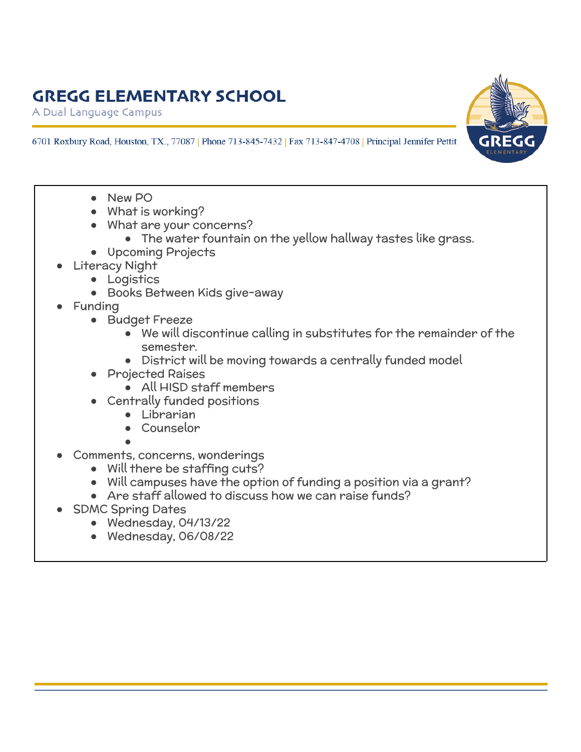# GREGG ELEMENTARY SCHOOL

A Dual Language Campus

6701 Roxbury Road, Houston, TX., 77087 | Phone 713-845-7432 | Fax 713-847-4708 | Principal Jennifer Pettit

  - New PO
  - What is working?
  - What are your concerns?
    - The water fountain on the yellow hallway tastes like grass.
  - Upcoming Projects
- Literacy Night
  - Logistics
  - Books Between Kids give-away
- Funding
  - Budget Freeze
    - We will discontinue calling in substitutes for the remainder of the semester.
    - District will be moving towards a centrally funded model
  - Projected Raises
    - All HISD staff members
  - Centrally funded positions
    - Librarian
    - Counselor
- Comments, concerns, wonderings
  - Will there be staffing cuts?
  - Will campuses have the option of funding a position via a grant?
  - Are staff allowed to discuss how we can raise funds?
- SDMC Spring Dates
  - Wednesday, 04/13/22
  - Wednesday, 06/08/22